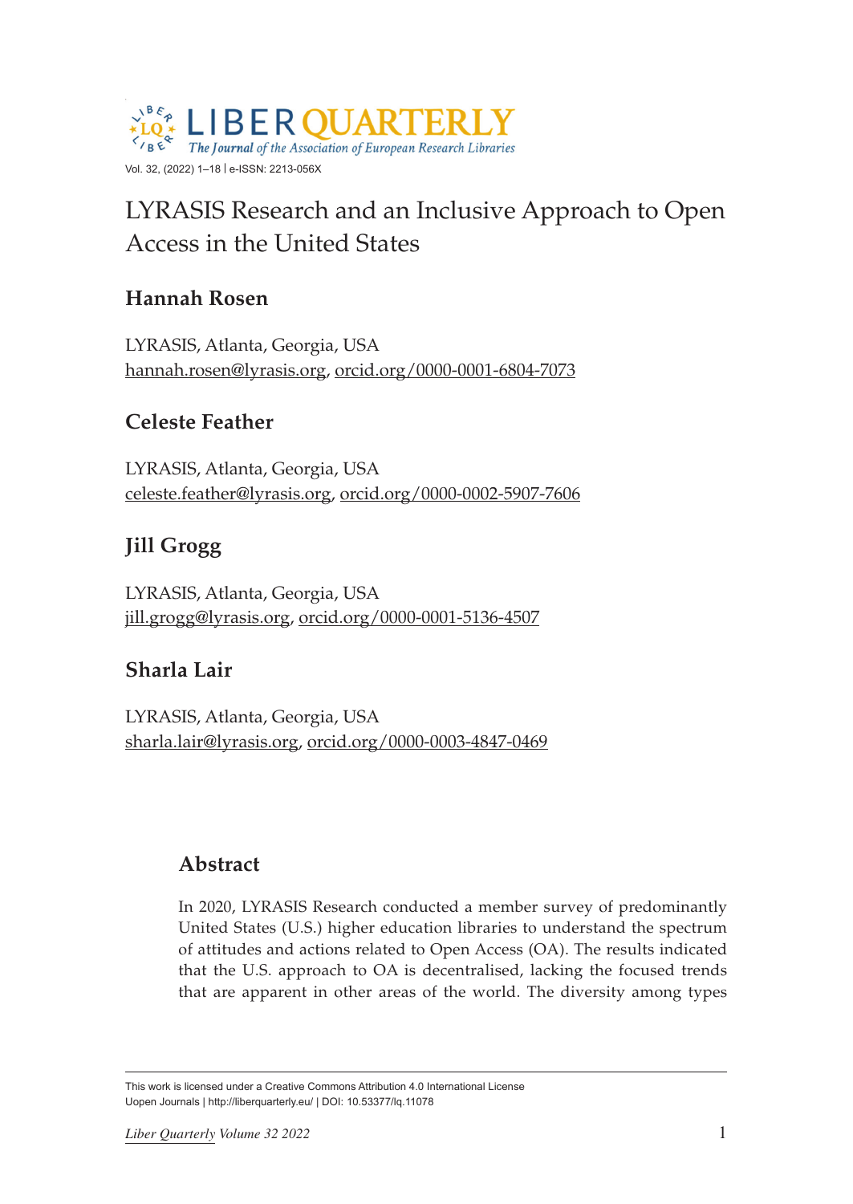LIBER QUARTERLY
*The Journal of the Association of European Research Libraries*

Vol. 32, (2022) 1–18 | e-ISSN: 2213-056X

# LYRASIS Research and an Inclusive Approach to Open Access in the United States

## Hannah Rosen

LYRASIS, Atlanta, Georgia, USA
hannah.rosen@lyrasis.org, orcid.org/0000-0001-6804-7073

## Celeste Feather

LYRASIS, Atlanta, Georgia, USA
celeste.feather@lyrasis.org, orcid.org/0000-0002-5907-7606

## Jill Grogg

LYRASIS, Atlanta, Georgia, USA
jill.grogg@lyrasis.org, orcid.org/0000-0001-5136-4507

## Sharla Lair

LYRASIS, Atlanta, Georgia, USA
sharla.lair@lyrasis.org, orcid.org/0000-0003-4847-0469

### Abstract

In 2020, LYRASIS Research conducted a member survey of predominantly United States (U.S.) higher education libraries to understand the spectrum of attitudes and actions related to Open Access (OA). The results indicated that the U.S. approach to OA is decentralised, lacking the focused trends that are apparent in other areas of the world. The diversity among types

This work is licensed under a Creative Commons Attribution 4.0 International License
Uopen Journals | http://liberquarterly.eu/ | DOI: 10.53377/lq.11078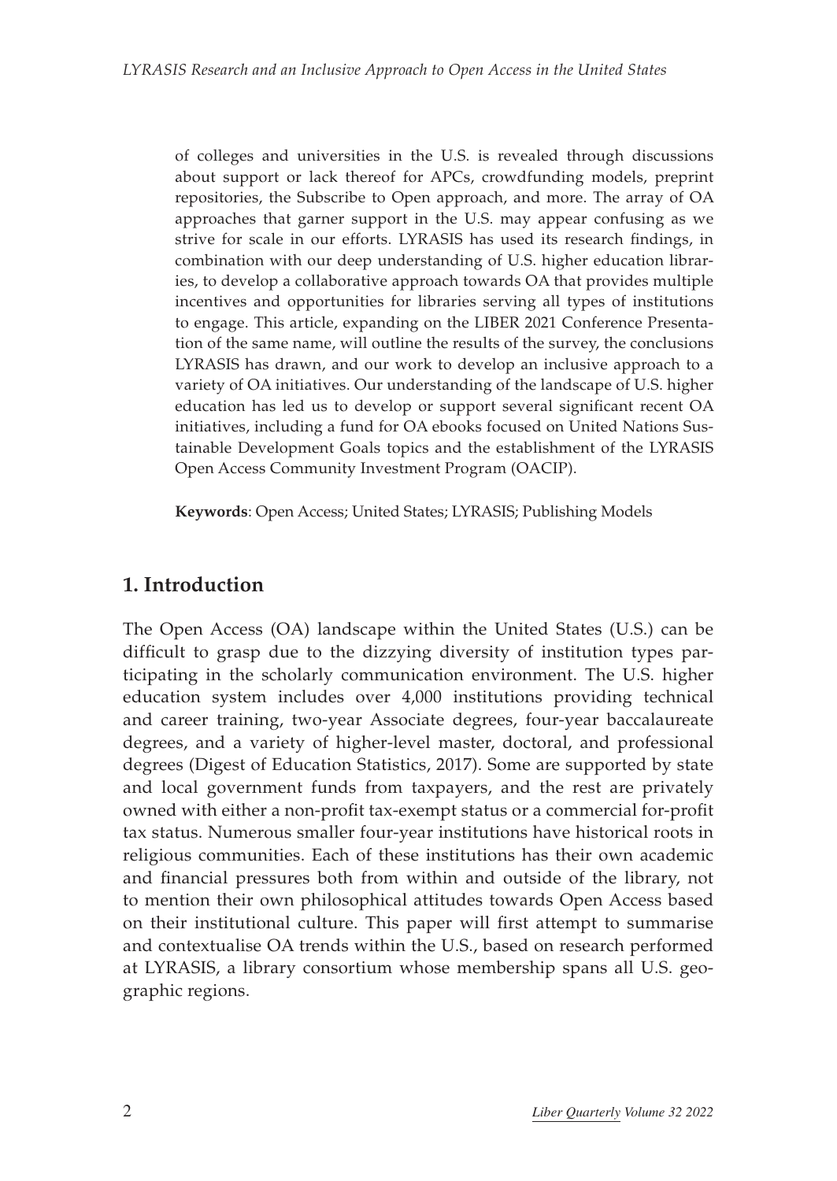of colleges and universities in the U.S. is revealed through discussions about support or lack thereof for APCs, crowdfunding models, preprint repositories, the Subscribe to Open approach, and more. The array of OA approaches that garner support in the U.S. may appear confusing as we strive for scale in our efforts. LYRASIS has used its research findings, in combination with our deep understanding of U.S. higher education libraries, to develop a collaborative approach towards OA that provides multiple incentives and opportunities for libraries serving all types of institutions to engage. This article, expanding on the LIBER 2021 Conference Presentation of the same name, will outline the results of the survey, the conclusions LYRASIS has drawn, and our work to develop an inclusive approach to a variety of OA initiatives. Our understanding of the landscape of U.S. higher education has led us to develop or support several significant recent OA initiatives, including a fund for OA ebooks focused on United Nations Sustainable Development Goals topics and the establishment of the LYRASIS Open Access Community Investment Program (OACIP).

**Keywords**: Open Access; United States; LYRASIS; Publishing Models

## 1. Introduction

The Open Access (OA) landscape within the United States (U.S.) can be difficult to grasp due to the dizzying diversity of institution types participating in the scholarly communication environment. The U.S. higher education system includes over 4,000 institutions providing technical and career training, two-year Associate degrees, four-year baccalaureate degrees, and a variety of higher-level master, doctoral, and professional degrees (Digest of Education Statistics, 2017). Some are supported by state and local government funds from taxpayers, and the rest are privately owned with either a non-profit tax-exempt status or a commercial for-profit tax status. Numerous smaller four-year institutions have historical roots in religious communities. Each of these institutions has their own academic and financial pressures both from within and outside of the library, not to mention their own philosophical attitudes towards Open Access based on their institutional culture. This paper will first attempt to summarise and contextualise OA trends within the U.S., based on research performed at LYRASIS, a library consortium whose membership spans all U.S. geographic regions.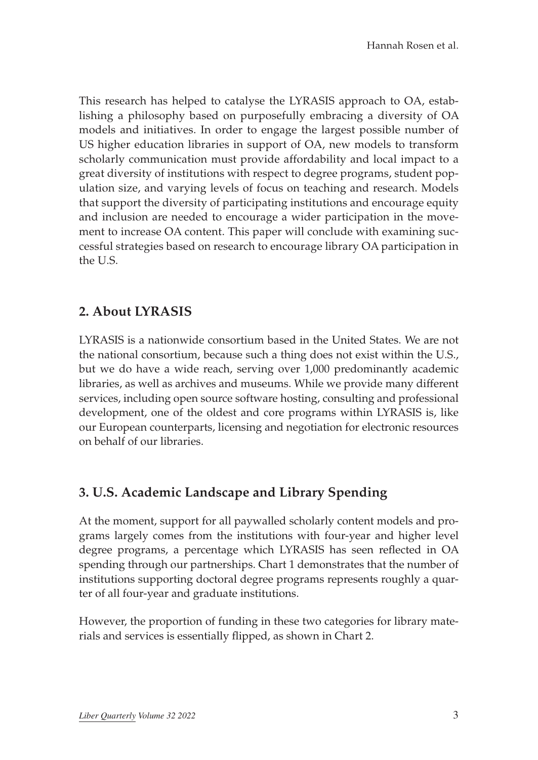This research has helped to catalyse the LYRASIS approach to OA, establishing a philosophy based on purposefully embracing a diversity of OA models and initiatives. In order to engage the largest possible number of US higher education libraries in support of OA, new models to transform scholarly communication must provide affordability and local impact to a great diversity of institutions with respect to degree programs, student population size, and varying levels of focus on teaching and research. Models that support the diversity of participating institutions and encourage equity and inclusion are needed to encourage a wider participation in the movement to increase OA content. This paper will conclude with examining successful strategies based on research to encourage library OA participation in the U.S.

## 2. About LYRASIS

LYRASIS is a nationwide consortium based in the United States. We are not the national consortium, because such a thing does not exist within the U.S., but we do have a wide reach, serving over 1,000 predominantly academic libraries, as well as archives and museums. While we provide many different services, including open source software hosting, consulting and professional development, one of the oldest and core programs within LYRASIS is, like our European counterparts, licensing and negotiation for electronic resources on behalf of our libraries.

## 3. U.S. Academic Landscape and Library Spending

At the moment, support for all paywalled scholarly content models and programs largely comes from the institutions with four-year and higher level degree programs, a percentage which LYRASIS has seen reflected in OA spending through our partnerships. Chart 1 demonstrates that the number of institutions supporting doctoral degree programs represents roughly a quarter of all four-year and graduate institutions.

However, the proportion of funding in these two categories for library materials and services is essentially flipped, as shown in Chart 2.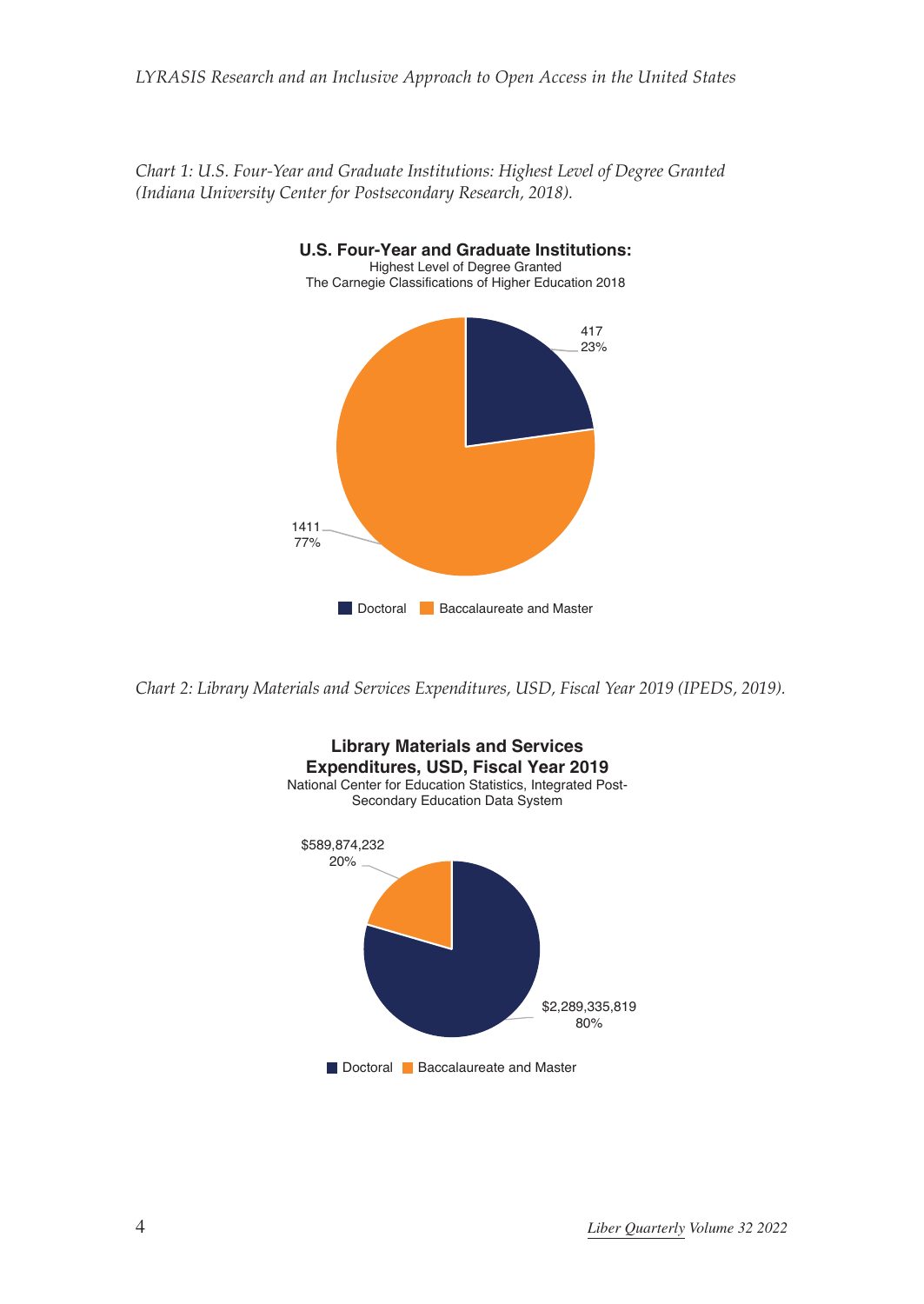*Chart 1: U.S. Four-Year and Graduate Institutions: Highest Level of Degree Granted (Indiana University Center for Postsecondary Research, 2018).*

**U.S. Four-Year and Graduate Institutions:**
Highest Level of Degree Granted
The Carnegie Classifications of Higher Education 2018

| Category | Number | Percentage |
| --- | --- | --- |
| Doctoral | 417 | 23% |
| Baccalaureate and Master | 1411 | 77% |

*Chart 2: Library Materials and Services Expenditures, USD, Fiscal Year 2019 (IPEDS, 2019).*

**Library Materials and Services Expenditures, USD, Fiscal Year 2019**
National Center for Education Statistics, Integrated Post-Secondary Education Data System

| Category | Expenditure | Percentage |
| --- | --- | --- |
| Doctoral | $2,289,335,819 | 80% |
| Baccalaureate and Master | $589,874,232 | 20% |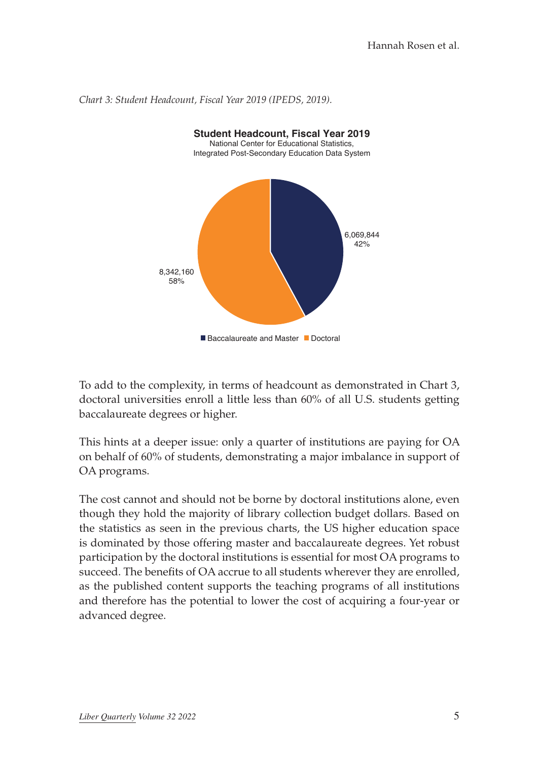*Chart 3: Student Headcount, Fiscal Year 2019 (IPEDS, 2019).*

**Student Headcount, Fiscal Year 2019**
National Center for Educational Statistics, Integrated Post-Secondary Education Data System

| Category | Headcount | Percentage |
| --- | --- | --- |
| Baccalaureate and Master | 6,069,844 | 42% |
| Doctoral | 8,342,160 | 58% |

To add to the complexity, in terms of headcount as demonstrated in Chart 3, doctoral universities enroll a little less than 60% of all U.S. students getting baccalaureate degrees or higher.

This hints at a deeper issue: only a quarter of institutions are paying for OA on behalf of 60% of students, demonstrating a major imbalance in support of OA programs.

The cost cannot and should not be borne by doctoral institutions alone, even though they hold the majority of library collection budget dollars. Based on the statistics as seen in the previous charts, the US higher education space is dominated by those offering master and baccalaureate degrees. Yet robust participation by the doctoral institutions is essential for most OA programs to succeed. The benefits of OA accrue to all students wherever they are enrolled, as the published content supports the teaching programs of all institutions and therefore has the potential to lower the cost of acquiring a four-year or advanced degree.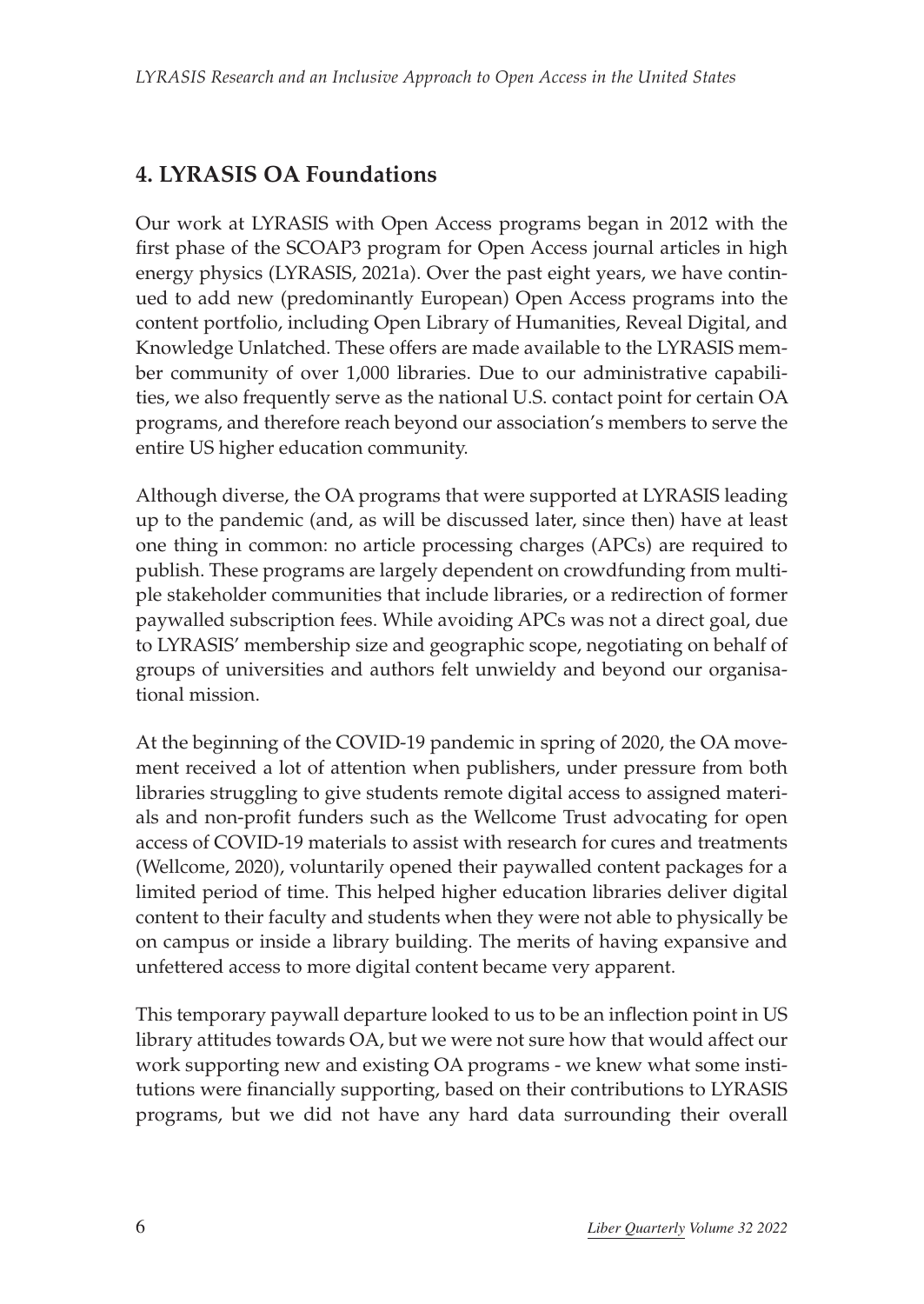## 4. LYRASIS OA Foundations

Our work at LYRASIS with Open Access programs began in 2012 with the first phase of the SCOAP3 program for Open Access journal articles in high energy physics (LYRASIS, 2021a). Over the past eight years, we have continued to add new (predominantly European) Open Access programs into the content portfolio, including Open Library of Humanities, Reveal Digital, and Knowledge Unlatched. These offers are made available to the LYRASIS member community of over 1,000 libraries. Due to our administrative capabilities, we also frequently serve as the national U.S. contact point for certain OA programs, and therefore reach beyond our association's members to serve the entire US higher education community.

Although diverse, the OA programs that were supported at LYRASIS leading up to the pandemic (and, as will be discussed later, since then) have at least one thing in common: no article processing charges (APCs) are required to publish. These programs are largely dependent on crowdfunding from multiple stakeholder communities that include libraries, or a redirection of former paywalled subscription fees. While avoiding APCs was not a direct goal, due to LYRASIS' membership size and geographic scope, negotiating on behalf of groups of universities and authors felt unwieldy and beyond our organisational mission.

At the beginning of the COVID-19 pandemic in spring of 2020, the OA movement received a lot of attention when publishers, under pressure from both libraries struggling to give students remote digital access to assigned materials and non-profit funders such as the Wellcome Trust advocating for open access of COVID-19 materials to assist with research for cures and treatments (Wellcome, 2020), voluntarily opened their paywalled content packages for a limited period of time. This helped higher education libraries deliver digital content to their faculty and students when they were not able to physically be on campus or inside a library building. The merits of having expansive and unfettered access to more digital content became very apparent.

This temporary paywall departure looked to us to be an inflection point in US library attitudes towards OA, but we were not sure how that would affect our work supporting new and existing OA programs - we knew what some institutions were financially supporting, based on their contributions to LYRASIS programs, but we did not have any hard data surrounding their overall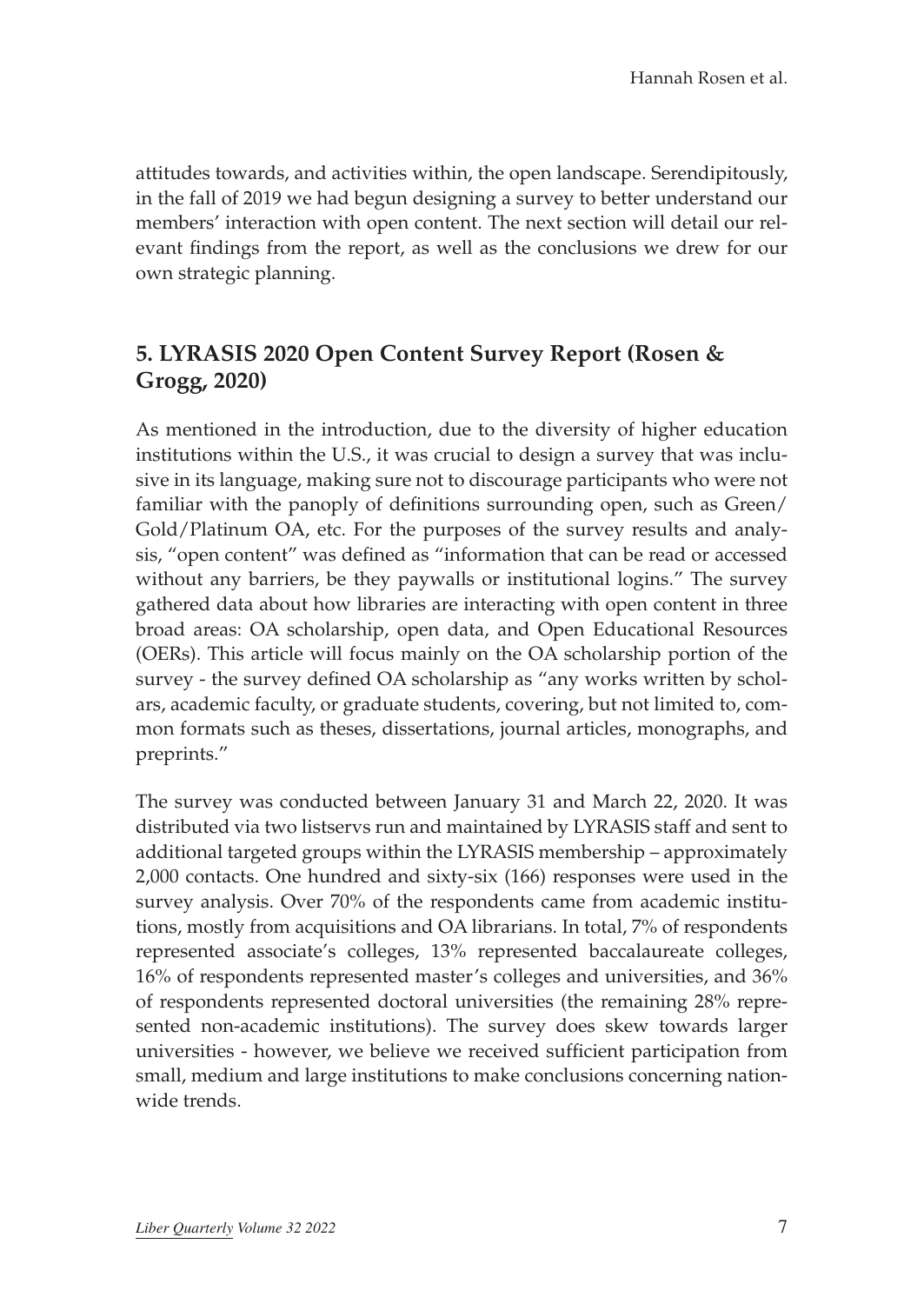attitudes towards, and activities within, the open landscape. Serendipitously, in the fall of 2019 we had begun designing a survey to better understand our members' interaction with open content. The next section will detail our relevant findings from the report, as well as the conclusions we drew for our own strategic planning.

## 5. LYRASIS 2020 Open Content Survey Report (Rosen & Grogg, 2020)

As mentioned in the introduction, due to the diversity of higher education institutions within the U.S., it was crucial to design a survey that was inclusive in its language, making sure not to discourage participants who were not familiar with the panoply of definitions surrounding open, such as Green/Gold/Platinum OA, etc. For the purposes of the survey results and analysis, "open content" was defined as "information that can be read or accessed without any barriers, be they paywalls or institutional logins." The survey gathered data about how libraries are interacting with open content in three broad areas: OA scholarship, open data, and Open Educational Resources (OERs). This article will focus mainly on the OA scholarship portion of the survey - the survey defined OA scholarship as "any works written by scholars, academic faculty, or graduate students, covering, but not limited to, common formats such as theses, dissertations, journal articles, monographs, and preprints."

The survey was conducted between January 31 and March 22, 2020. It was distributed via two listservs run and maintained by LYRASIS staff and sent to additional targeted groups within the LYRASIS membership – approximately 2,000 contacts. One hundred and sixty-six (166) responses were used in the survey analysis. Over 70% of the respondents came from academic institutions, mostly from acquisitions and OA librarians. In total, 7% of respondents represented associate's colleges, 13% represented baccalaureate colleges, 16% of respondents represented master's colleges and universities, and 36% of respondents represented doctoral universities (the remaining 28% represented non-academic institutions). The survey does skew towards larger universities - however, we believe we received sufficient participation from small, medium and large institutions to make conclusions concerning nationwide trends.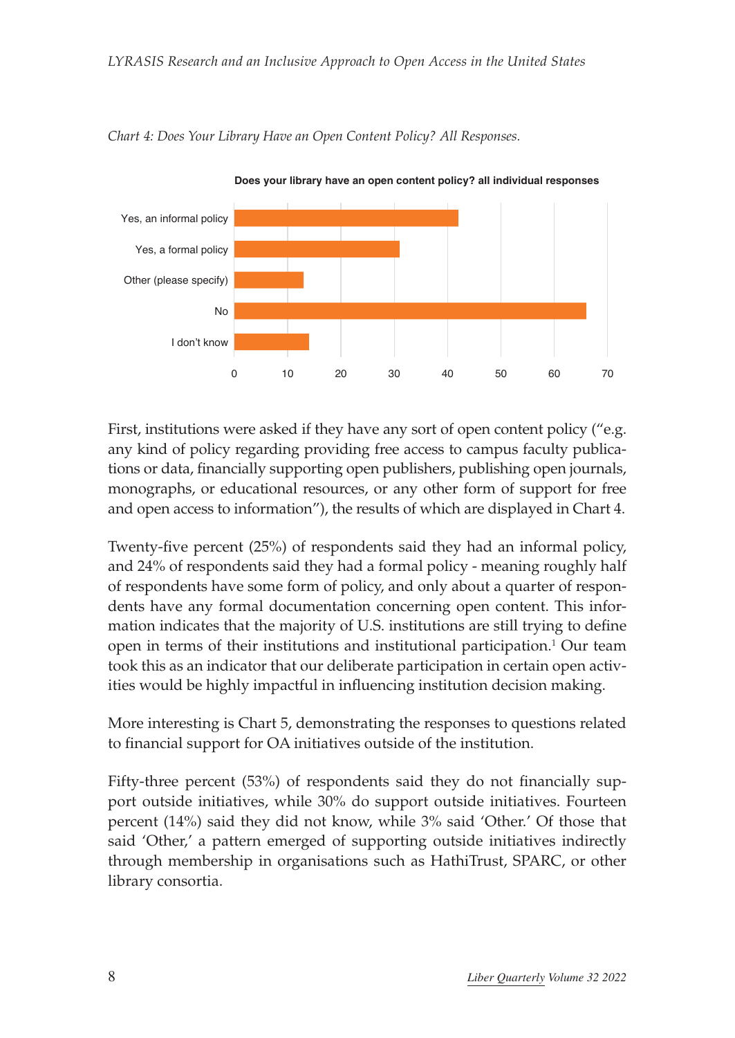*Chart 4: Does Your Library Have an Open Content Policy? All Responses.*

First, institutions were asked if they have any sort of open content policy ("e.g. any kind of policy regarding providing free access to campus faculty publications or data, financially supporting open publishers, publishing open journals, monographs, or educational resources, or any other form of support for free and open access to information"), the results of which are displayed in Chart 4.

Twenty-five percent (25%) of respondents said they had an informal policy, and 24% of respondents said they had a formal policy - meaning roughly half of respondents have some form of policy, and only about a quarter of respondents have any formal documentation concerning open content. This information indicates that the majority of U.S. institutions are still trying to define open in terms of their institutions and institutional participation.[1] Our team took this as an indicator that our deliberate participation in certain open activities would be highly impactful in influencing institution decision making.

More interesting is Chart 5, demonstrating the responses to questions related to financial support for OA initiatives outside of the institution.

Fifty-three percent (53%) of respondents said they do not financially support outside initiatives, while 30% do support outside initiatives. Fourteen percent (14%) said they did not know, while 3% said 'Other.' Of those that said 'Other,' a pattern emerged of supporting outside initiatives indirectly through membership in organisations such as HathiTrust, SPARC, or other library consortia.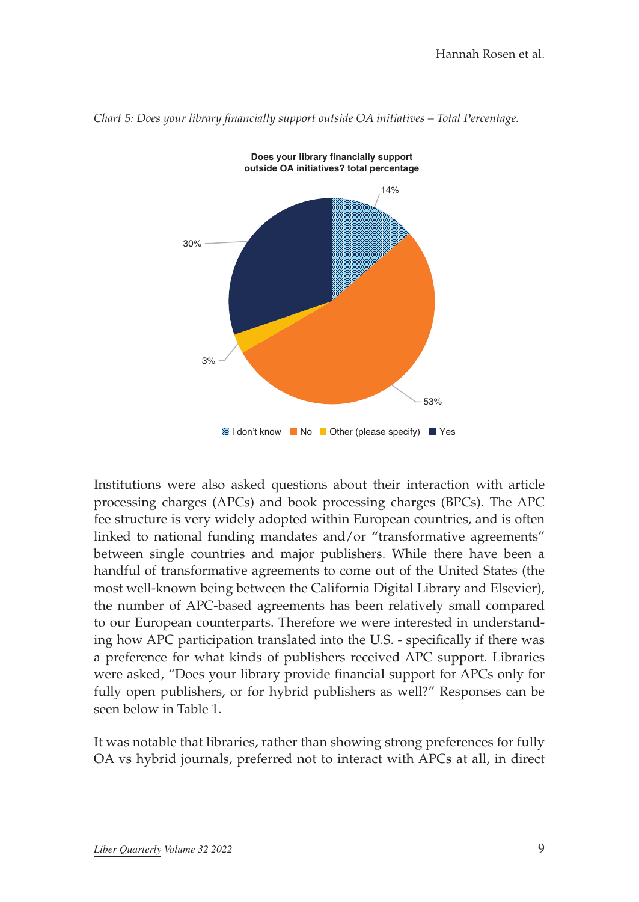*Chart 5: Does your library financially support outside OA initiatives – Total Percentage.*

Institutions were also asked questions about their interaction with article processing charges (APCs) and book processing charges (BPCs). The APC fee structure is very widely adopted within European countries, and is often linked to national funding mandates and/or "transformative agreements" between single countries and major publishers. While there have been a handful of transformative agreements to come out of the United States (the most well-known being between the California Digital Library and Elsevier), the number of APC-based agreements has been relatively small compared to our European counterparts. Therefore we were interested in understanding how APC participation translated into the U.S. - specifically if there was a preference for what kinds of publishers received APC support. Libraries were asked, "Does your library provide financial support for APCs only for fully open publishers, or for hybrid publishers as well?" Responses can be seen below in Table 1.

It was notable that libraries, rather than showing strong preferences for fully OA vs hybrid journals, preferred not to interact with APCs at all, in direct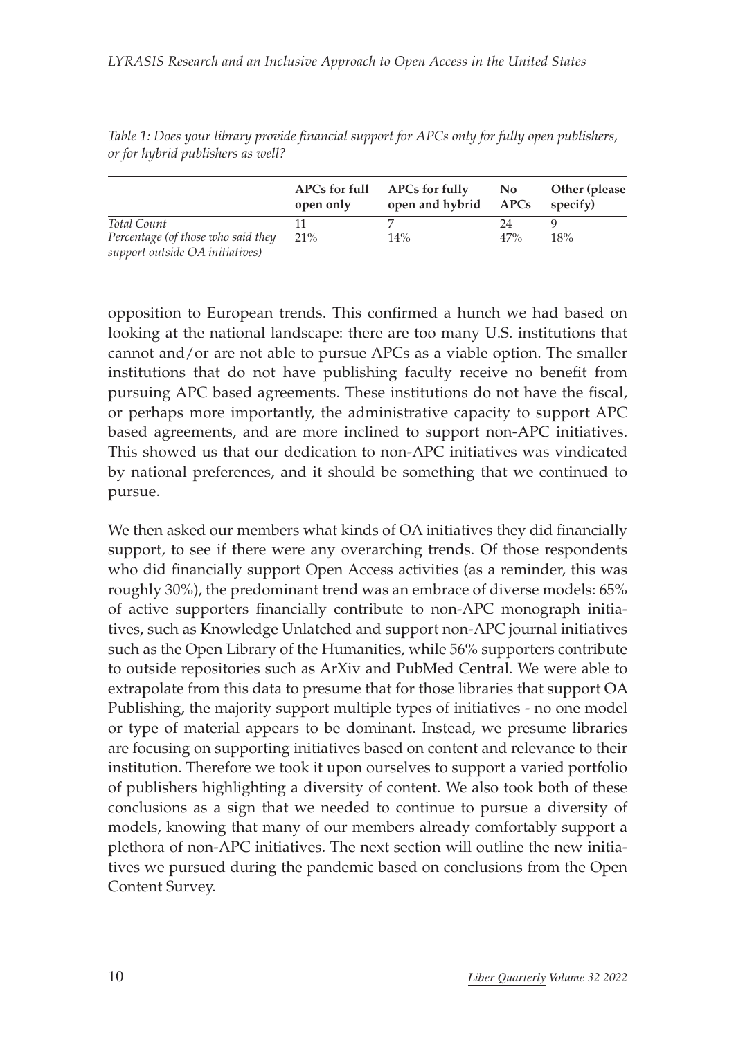*Table 1: Does your library provide financial support for APCs only for fully open publishers, or for hybrid publishers as well?*

| | APCs for full open only | APCs for fully open and hybrid | No APCs | Other (please specify) |
|---|---|---|---|---|
| *Total Count* | 11 | 7 | 24 | 9 |
| *Percentage (of those who said they support outside OA initiatives)* | 21% | 14% | 47% | 18% |

opposition to European trends. This confirmed a hunch we had based on looking at the national landscape: there are too many U.S. institutions that cannot and/or are not able to pursue APCs as a viable option. The smaller institutions that do not have publishing faculty receive no benefit from pursuing APC based agreements. These institutions do not have the fiscal, or perhaps more importantly, the administrative capacity to support APC based agreements, and are more inclined to support non-APC initiatives. This showed us that our dedication to non-APC initiatives was vindicated by national preferences, and it should be something that we continued to pursue.

We then asked our members what kinds of OA initiatives they did financially support, to see if there were any overarching trends. Of those respondents who did financially support Open Access activities (as a reminder, this was roughly 30%), the predominant trend was an embrace of diverse models: 65% of active supporters financially contribute to non-APC monograph initiatives, such as Knowledge Unlatched and support non-APC journal initiatives such as the Open Library of the Humanities, while 56% supporters contribute to outside repositories such as ArXiv and PubMed Central. We were able to extrapolate from this data to presume that for those libraries that support OA Publishing, the majority support multiple types of initiatives - no one model or type of material appears to be dominant. Instead, we presume libraries are focusing on supporting initiatives based on content and relevance to their institution. Therefore we took it upon ourselves to support a varied portfolio of publishers highlighting a diversity of content. We also took both of these conclusions as a sign that we needed to continue to pursue a diversity of models, knowing that many of our members already comfortably support a plethora of non-APC initiatives. The next section will outline the new initiatives we pursued during the pandemic based on conclusions from the Open Content Survey.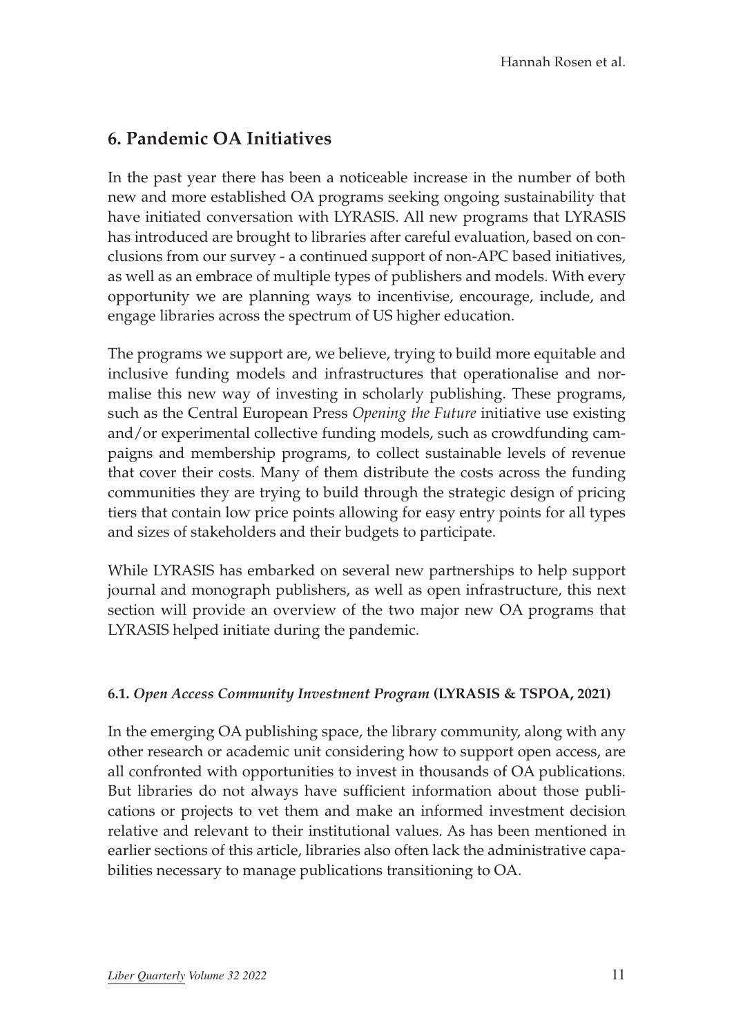## 6. Pandemic OA Initiatives

In the past year there has been a noticeable increase in the number of both new and more established OA programs seeking ongoing sustainability that have initiated conversation with LYRASIS. All new programs that LYRASIS has introduced are brought to libraries after careful evaluation, based on conclusions from our survey - a continued support of non-APC based initiatives, as well as an embrace of multiple types of publishers and models. With every opportunity we are planning ways to incentivise, encourage, include, and engage libraries across the spectrum of US higher education.

The programs we support are, we believe, trying to build more equitable and inclusive funding models and infrastructures that operationalise and normalise this new way of investing in scholarly publishing. These programs, such as the Central European Press *Opening the Future* initiative use existing and/or experimental collective funding models, such as crowdfunding campaigns and membership programs, to collect sustainable levels of revenue that cover their costs. Many of them distribute the costs across the funding communities they are trying to build through the strategic design of pricing tiers that contain low price points allowing for easy entry points for all types and sizes of stakeholders and their budgets to participate.

While LYRASIS has embarked on several new partnerships to help support journal and monograph publishers, as well as open infrastructure, this next section will provide an overview of the two major new OA programs that LYRASIS helped initiate during the pandemic.

#### 6.1. *Open Access Community Investment Program* (LYRASIS & TSPOA, 2021)

In the emerging OA publishing space, the library community, along with any other research or academic unit considering how to support open access, are all confronted with opportunities to invest in thousands of OA publications. But libraries do not always have sufficient information about those publications or projects to vet them and make an informed investment decision relative and relevant to their institutional values. As has been mentioned in earlier sections of this article, libraries also often lack the administrative capabilities necessary to manage publications transitioning to OA.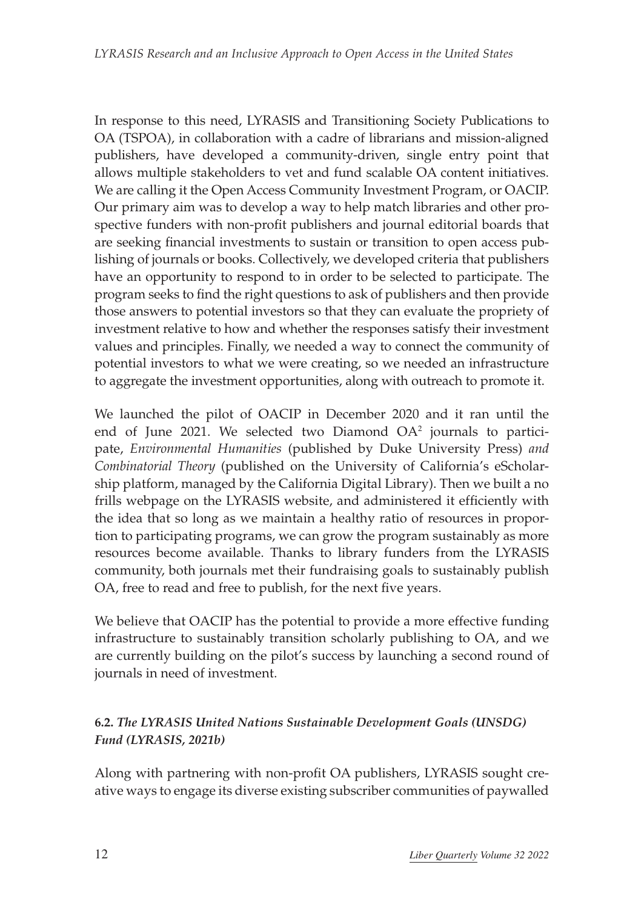In response to this need, LYRASIS and Transitioning Society Publications to OA (TSPOA), in collaboration with a cadre of librarians and mission-aligned publishers, have developed a community-driven, single entry point that allows multiple stakeholders to vet and fund scalable OA content initiatives. We are calling it the Open Access Community Investment Program, or OACIP. Our primary aim was to develop a way to help match libraries and other prospective funders with non-profit publishers and journal editorial boards that are seeking financial investments to sustain or transition to open access publishing of journals or books. Collectively, we developed criteria that publishers have an opportunity to respond to in order to be selected to participate. The program seeks to find the right questions to ask of publishers and then provide those answers to potential investors so that they can evaluate the propriety of investment relative to how and whether the responses satisfy their investment values and principles. Finally, we needed a way to connect the community of potential investors to what we were creating, so we needed an infrastructure to aggregate the investment opportunities, along with outreach to promote it.

We launched the pilot of OACIP in December 2020 and it ran until the end of June 2021. We selected two Diamond OA[2] journals to participate, *Environmental Humanities* (published by Duke University Press) *and Combinatorial Theory* (published on the University of California's eScholarship platform, managed by the California Digital Library). Then we built a no frills webpage on the LYRASIS website, and administered it efficiently with the idea that so long as we maintain a healthy ratio of resources in proportion to participating programs, we can grow the program sustainably as more resources become available. Thanks to library funders from the LYRASIS community, both journals met their fundraising goals to sustainably publish OA, free to read and free to publish, for the next five years.

We believe that OACIP has the potential to provide a more effective funding infrastructure to sustainably transition scholarly publishing to OA, and we are currently building on the pilot's success by launching a second round of journals in need of investment.

### 6.2. *The LYRASIS United Nations Sustainable Development Goals (UNSDG) Fund (LYRASIS, 2021b)*

Along with partnering with non-profit OA publishers, LYRASIS sought creative ways to engage its diverse existing subscriber communities of paywalled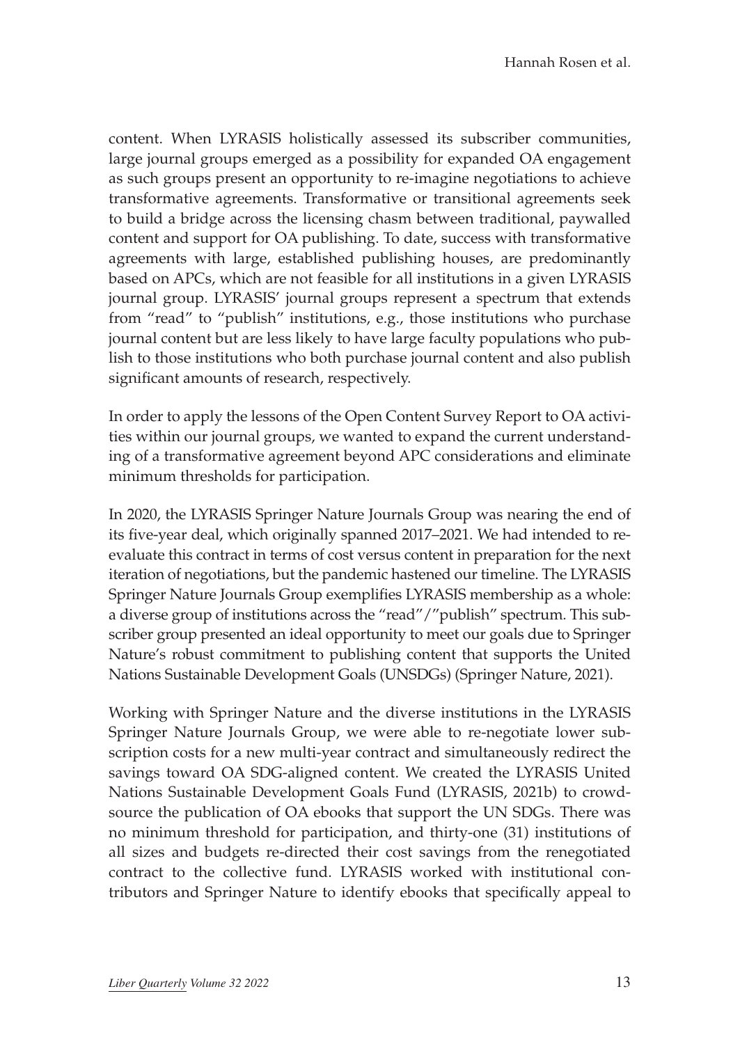content. When LYRASIS holistically assessed its subscriber communities, large journal groups emerged as a possibility for expanded OA engagement as such groups present an opportunity to re-imagine negotiations to achieve transformative agreements. Transformative or transitional agreements seek to build a bridge across the licensing chasm between traditional, paywalled content and support for OA publishing. To date, success with transformative agreements with large, established publishing houses, are predominantly based on APCs, which are not feasible for all institutions in a given LYRASIS journal group. LYRASIS' journal groups represent a spectrum that extends from "read" to "publish" institutions, e.g., those institutions who purchase journal content but are less likely to have large faculty populations who publish to those institutions who both purchase journal content and also publish significant amounts of research, respectively.

In order to apply the lessons of the Open Content Survey Report to OA activities within our journal groups, we wanted to expand the current understanding of a transformative agreement beyond APC considerations and eliminate minimum thresholds for participation.

In 2020, the LYRASIS Springer Nature Journals Group was nearing the end of its five-year deal, which originally spanned 2017–2021. We had intended to re-evaluate this contract in terms of cost versus content in preparation for the next iteration of negotiations, but the pandemic hastened our timeline. The LYRASIS Springer Nature Journals Group exemplifies LYRASIS membership as a whole: a diverse group of institutions across the "read"/"publish" spectrum. This subscriber group presented an ideal opportunity to meet our goals due to Springer Nature's robust commitment to publishing content that supports the United Nations Sustainable Development Goals (UNSDGs) (Springer Nature, 2021).

Working with Springer Nature and the diverse institutions in the LYRASIS Springer Nature Journals Group, we were able to re-negotiate lower subscription costs for a new multi-year contract and simultaneously redirect the savings toward OA SDG-aligned content. We created the LYRASIS United Nations Sustainable Development Goals Fund (LYRASIS, 2021b) to crowdsource the publication of OA ebooks that support the UN SDGs. There was no minimum threshold for participation, and thirty-one (31) institutions of all sizes and budgets re-directed their cost savings from the renegotiated contract to the collective fund. LYRASIS worked with institutional contributors and Springer Nature to identify ebooks that specifically appeal to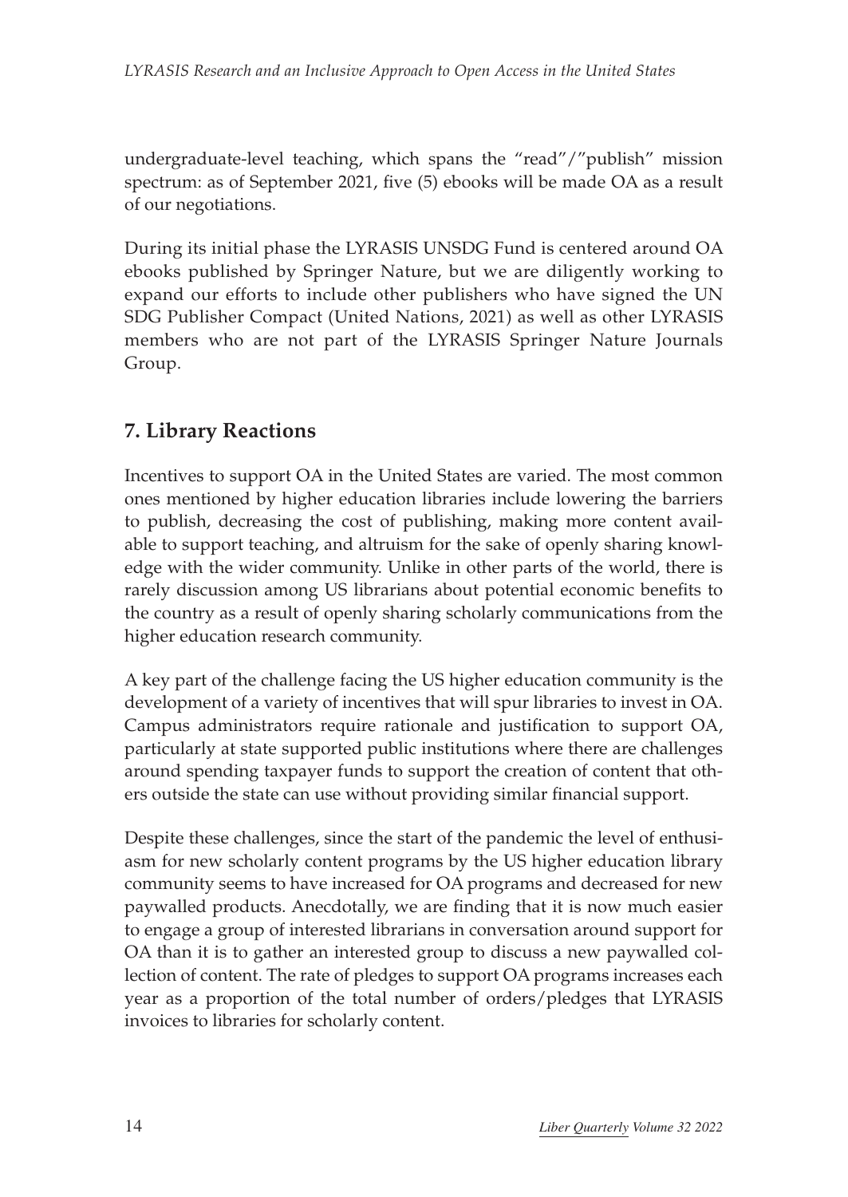undergraduate-level teaching, which spans the "read"/"publish" mission spectrum: as of September 2021, five (5) ebooks will be made OA as a result of our negotiations.

During its initial phase the LYRASIS UNSDG Fund is centered around OA ebooks published by Springer Nature, but we are diligently working to expand our efforts to include other publishers who have signed the UN SDG Publisher Compact (United Nations, 2021) as well as other LYRASIS members who are not part of the LYRASIS Springer Nature Journals Group.

## 7. Library Reactions

Incentives to support OA in the United States are varied. The most common ones mentioned by higher education libraries include lowering the barriers to publish, decreasing the cost of publishing, making more content available to support teaching, and altruism for the sake of openly sharing knowledge with the wider community. Unlike in other parts of the world, there is rarely discussion among US librarians about potential economic benefits to the country as a result of openly sharing scholarly communications from the higher education research community.

A key part of the challenge facing the US higher education community is the development of a variety of incentives that will spur libraries to invest in OA. Campus administrators require rationale and justification to support OA, particularly at state supported public institutions where there are challenges around spending taxpayer funds to support the creation of content that others outside the state can use without providing similar financial support.

Despite these challenges, since the start of the pandemic the level of enthusiasm for new scholarly content programs by the US higher education library community seems to have increased for OA programs and decreased for new paywalled products. Anecdotally, we are finding that it is now much easier to engage a group of interested librarians in conversation around support for OA than it is to gather an interested group to discuss a new paywalled collection of content. The rate of pledges to support OA programs increases each year as a proportion of the total number of orders/pledges that LYRASIS invoices to libraries for scholarly content.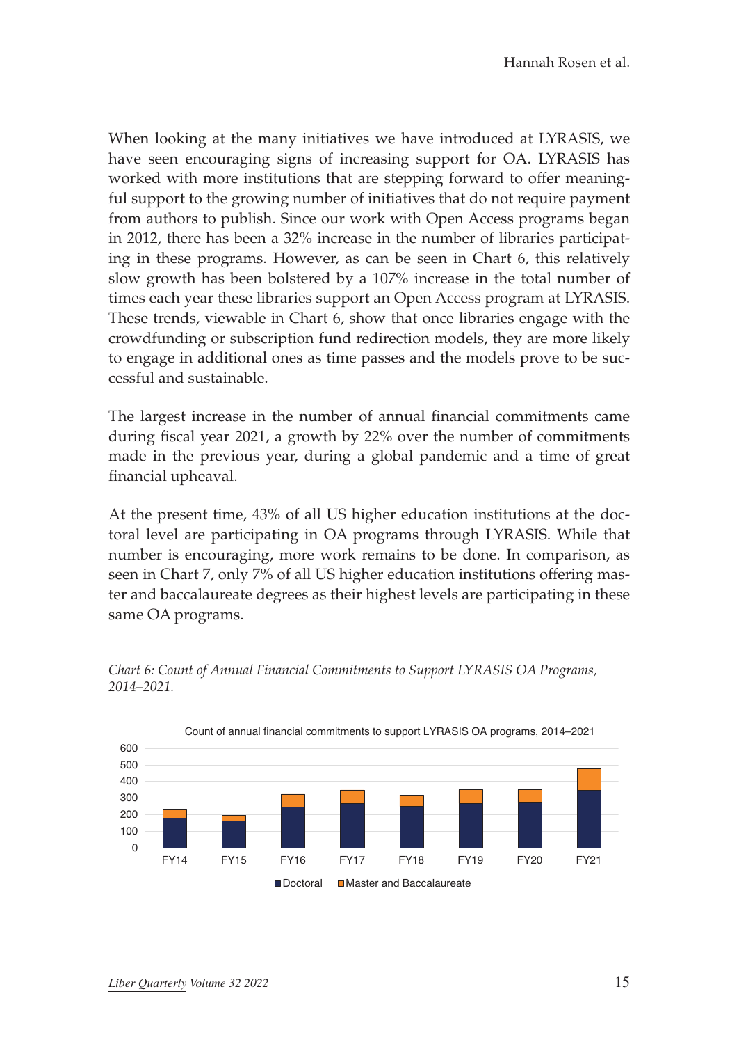When looking at the many initiatives we have introduced at LYRASIS, we have seen encouraging signs of increasing support for OA. LYRASIS has worked with more institutions that are stepping forward to offer meaningful support to the growing number of initiatives that do not require payment from authors to publish. Since our work with Open Access programs began in 2012, there has been a 32% increase in the number of libraries participating in these programs. However, as can be seen in Chart 6, this relatively slow growth has been bolstered by a 107% increase in the total number of times each year these libraries support an Open Access program at LYRASIS. These trends, viewable in Chart 6, show that once libraries engage with the crowdfunding or subscription fund redirection models, they are more likely to engage in additional ones as time passes and the models prove to be successful and sustainable.

The largest increase in the number of annual financial commitments came during fiscal year 2021, a growth by 22% over the number of commitments made in the previous year, during a global pandemic and a time of great financial upheaval.

At the present time, 43% of all US higher education institutions at the doctoral level are participating in OA programs through LYRASIS. While that number is encouraging, more work remains to be done. In comparison, as seen in Chart 7, only 7% of all US higher education institutions offering master and baccalaureate degrees as their highest levels are participating in these same OA programs.

*Chart 6: Count of Annual Financial Commitments to Support LYRASIS OA Programs, 2014–2021.*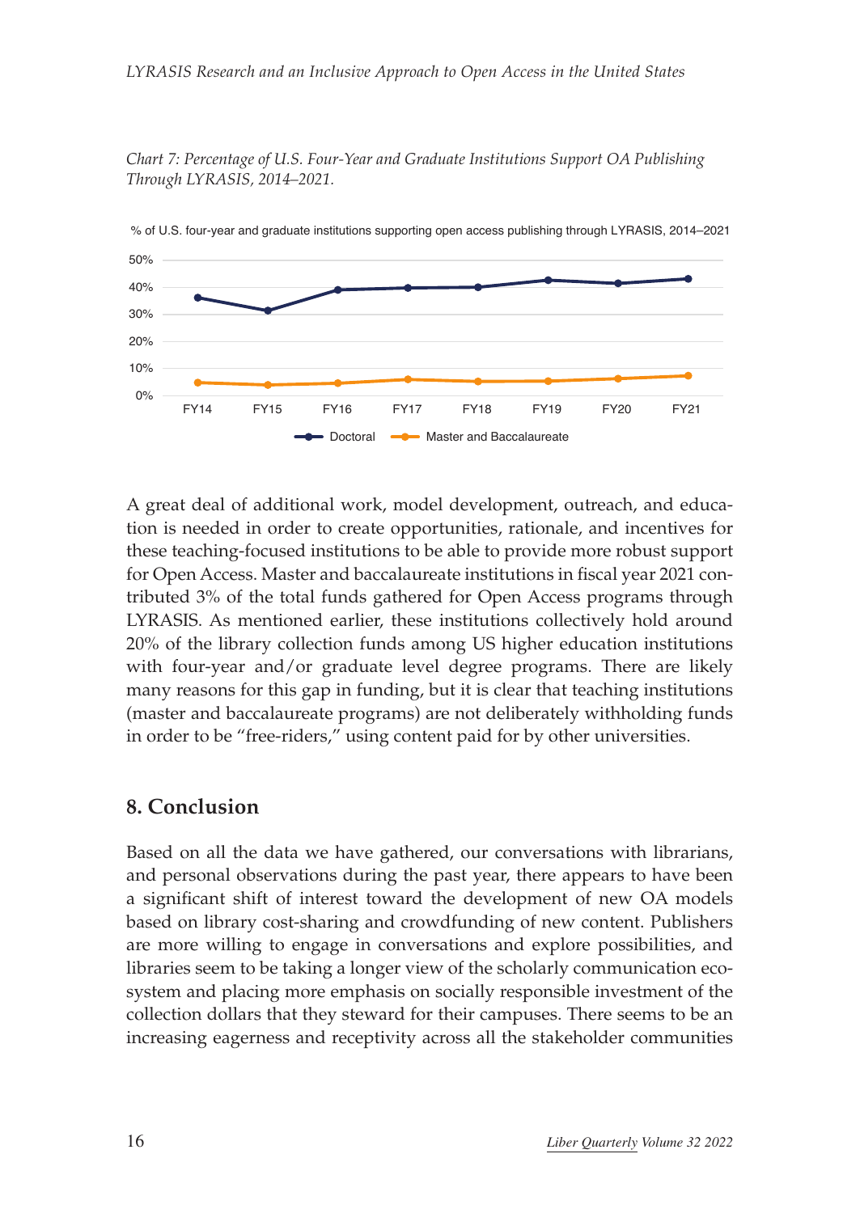*Chart 7: Percentage of U.S. Four-Year and Graduate Institutions Support OA Publishing Through LYRASIS, 2014–2021.*

A great deal of additional work, model development, outreach, and education is needed in order to create opportunities, rationale, and incentives for these teaching-focused institutions to be able to provide more robust support for Open Access. Master and baccalaureate institutions in fiscal year 2021 contributed 3% of the total funds gathered for Open Access programs through LYRASIS. As mentioned earlier, these institutions collectively hold around 20% of the library collection funds among US higher education institutions with four-year and/or graduate level degree programs. There are likely many reasons for this gap in funding, but it is clear that teaching institutions (master and baccalaureate programs) are not deliberately withholding funds in order to be "free-riders," using content paid for by other universities.

## 8. Conclusion

Based on all the data we have gathered, our conversations with librarians, and personal observations during the past year, there appears to have been a significant shift of interest toward the development of new OA models based on library cost-sharing and crowdfunding of new content. Publishers are more willing to engage in conversations and explore possibilities, and libraries seem to be taking a longer view of the scholarly communication ecosystem and placing more emphasis on socially responsible investment of the collection dollars that they steward for their campuses. There seems to be an increasing eagerness and receptivity across all the stakeholder communities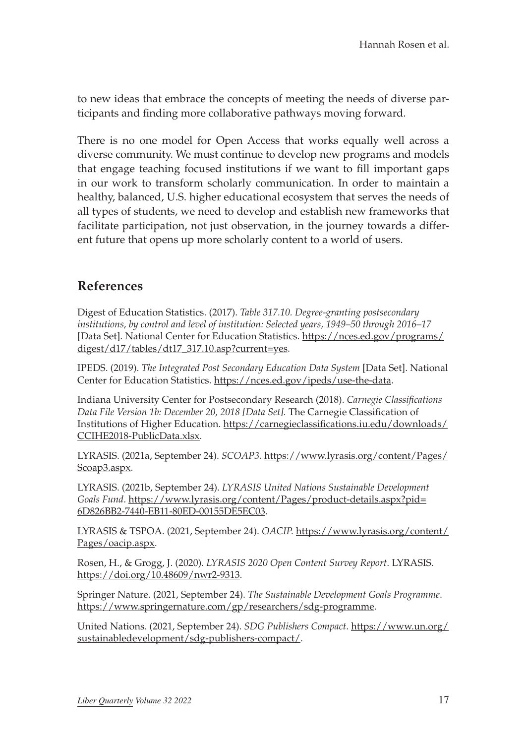to new ideas that embrace the concepts of meeting the needs of diverse participants and finding more collaborative pathways moving forward.

There is no one model for Open Access that works equally well across a diverse community. We must continue to develop new programs and models that engage teaching focused institutions if we want to fill important gaps in our work to transform scholarly communication. In order to maintain a healthy, balanced, U.S. higher educational ecosystem that serves the needs of all types of students, we need to develop and establish new frameworks that facilitate participation, not just observation, in the journey towards a different future that opens up more scholarly content to a world of users.

## References

Digest of Education Statistics. (2017). *Table 317.10. Degree-granting postsecondary institutions, by control and level of institution: Selected years, 1949–50 through 2016–17* [Data Set]. National Center for Education Statistics. https://nces.ed.gov/programs/digest/d17/tables/dt17_317.10.asp?current=yes.

IPEDS. (2019). *The Integrated Post Secondary Education Data System* [Data Set]. National Center for Education Statistics. https://nces.ed.gov/ipeds/use-the-data.

Indiana University Center for Postsecondary Research (2018). *Carnegie Classifications Data File Version 1b: December 20, 2018 [Data Set].* The Carnegie Classification of Institutions of Higher Education. https://carnegieclassifications.iu.edu/downloads/CCIHE2018-PublicData.xlsx.

LYRASIS. (2021a, September 24). *SCOAP3.* https://www.lyrasis.org/content/Pages/Scoap3.aspx.

LYRASIS. (2021b, September 24). *LYRASIS United Nations Sustainable Development Goals Fund*. https://www.lyrasis.org/content/Pages/product-details.aspx?pid=6D826BB2-7440-EB11-80ED-00155DE5EC03.

LYRASIS & TSPOA. (2021, September 24). *OACIP.* https://www.lyrasis.org/content/Pages/oacip.aspx.

Rosen, H., & Grogg, J. (2020). *LYRASIS 2020 Open Content Survey Report*. LYRASIS. https://doi.org/10.48609/nwr2-9313.

Springer Nature. (2021, September 24). *The Sustainable Development Goals Programme*. https://www.springernature.com/gp/researchers/sdg-programme.

United Nations. (2021, September 24). *SDG Publishers Compact*. https://www.un.org/sustainabledevelopment/sdg-publishers-compact/.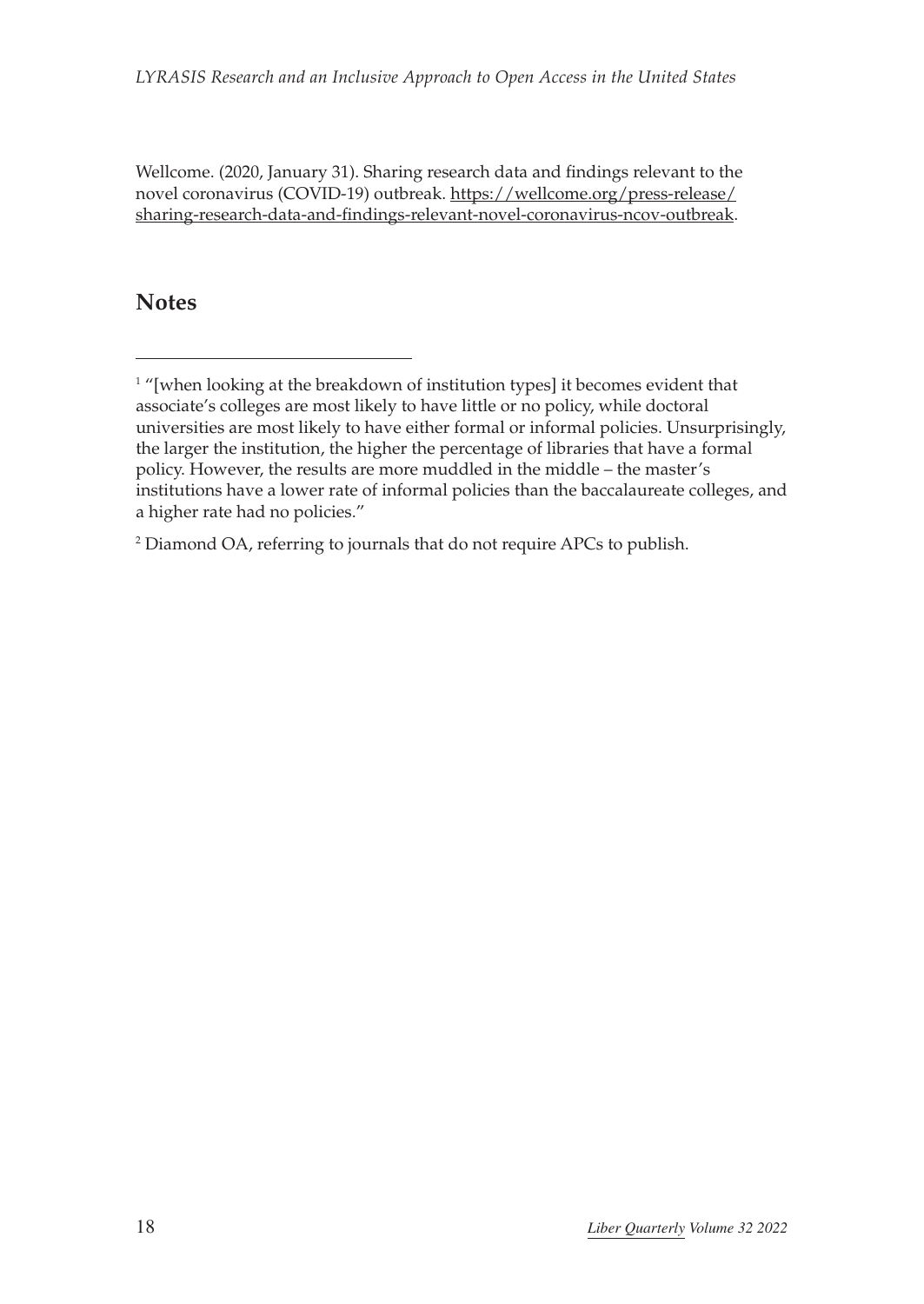Wellcome. (2020, January 31). Sharing research data and findings relevant to the novel coronavirus (COVID-19) outbreak. https://wellcome.org/press-release/sharing-research-data-and-findings-relevant-novel-coronavirus-ncov-outbreak.

## Notes

[1] "[when looking at the breakdown of institution types] it becomes evident that associate's colleges are most likely to have little or no policy, while doctoral universities are most likely to have either formal or informal policies. Unsurprisingly, the larger the institution, the higher the percentage of libraries that have a formal policy. However, the results are more muddled in the middle – the master's institutions have a lower rate of informal policies than the baccalaureate colleges, and a higher rate had no policies."

[2] Diamond OA, referring to journals that do not require APCs to publish.